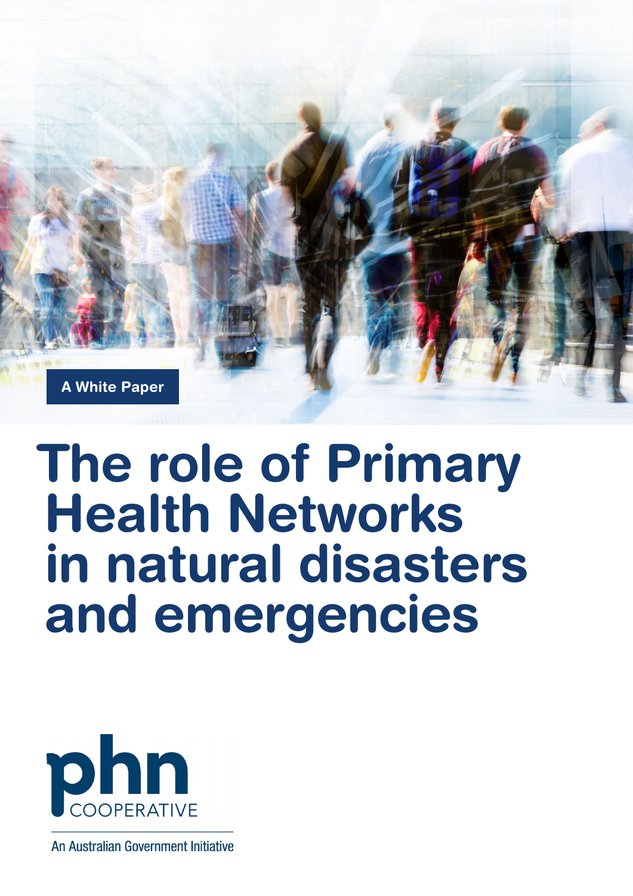A White Paper

# The role of Primary Health Networks in natural disasters and emergencies

phn COOPERATIVE

An Australian Government Initiative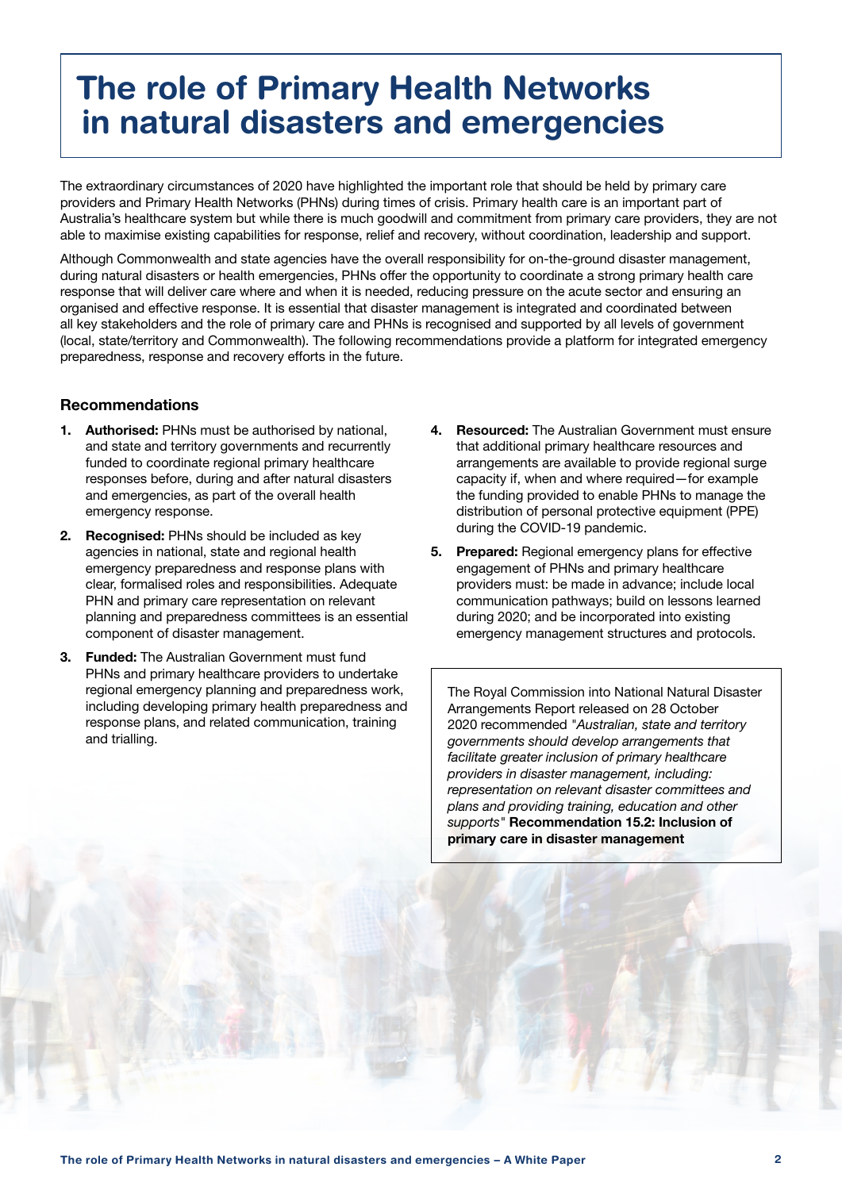# The role of Primary Health Networks in natural disasters and emergencies

The extraordinary circumstances of 2020 have highlighted the important role that should be held by primary care providers and Primary Health Networks (PHNs) during times of crisis. Primary health care is an important part of Australia's healthcare system but while there is much goodwill and commitment from primary care providers, they are not able to maximise existing capabilities for response, relief and recovery, without coordination, leadership and support.

Although Commonwealth and state agencies have the overall responsibility for on-the-ground disaster management, during natural disasters or health emergencies, PHNs offer the opportunity to coordinate a strong primary health care response that will deliver care where and when it is needed, reducing pressure on the acute sector and ensuring an organised and effective response. It is essential that disaster management is integrated and coordinated between all key stakeholders and the role of primary care and PHNs is recognised and supported by all levels of government (local, state/territory and Commonwealth). The following recommendations provide a platform for integrated emergency preparedness, response and recovery efforts in the future.

### Recommendations

1. **Authorised:** PHNs must be authorised by national, and state and territory governments and recurrently funded to coordinate regional primary healthcare responses before, during and after natural disasters and emergencies, as part of the overall health emergency response.
2. **Recognised:** PHNs should be included as key agencies in national, state and regional health emergency preparedness and response plans with clear, formalised roles and responsibilities. Adequate PHN and primary care representation on relevant planning and preparedness committees is an essential component of disaster management.
3. **Funded:** The Australian Government must fund PHNs and primary healthcare providers to undertake regional emergency planning and preparedness work, including developing primary health preparedness and response plans, and related communication, training and trialling.
4. **Resourced:** The Australian Government must ensure that additional primary healthcare resources and arrangements are available to provide regional surge capacity if, when and where required—for example the funding provided to enable PHNs to manage the distribution of personal protective equipment (PPE) during the COVID-19 pandemic.
5. **Prepared:** Regional emergency plans for effective engagement of PHNs and primary healthcare providers must: be made in advance; include local communication pathways; build on lessons learned during 2020; and be incorporated into existing emergency management structures and protocols.

The Royal Commission into National Natural Disaster Arrangements Report released on 28 October 2020 recommended "*Australian, state and territory governments should develop arrangements that facilitate greater inclusion of primary healthcare providers in disaster management, including: representation on relevant disaster committees and plans and providing training, education and other supports*" **Recommendation 15.2: Inclusion of primary care in disaster management**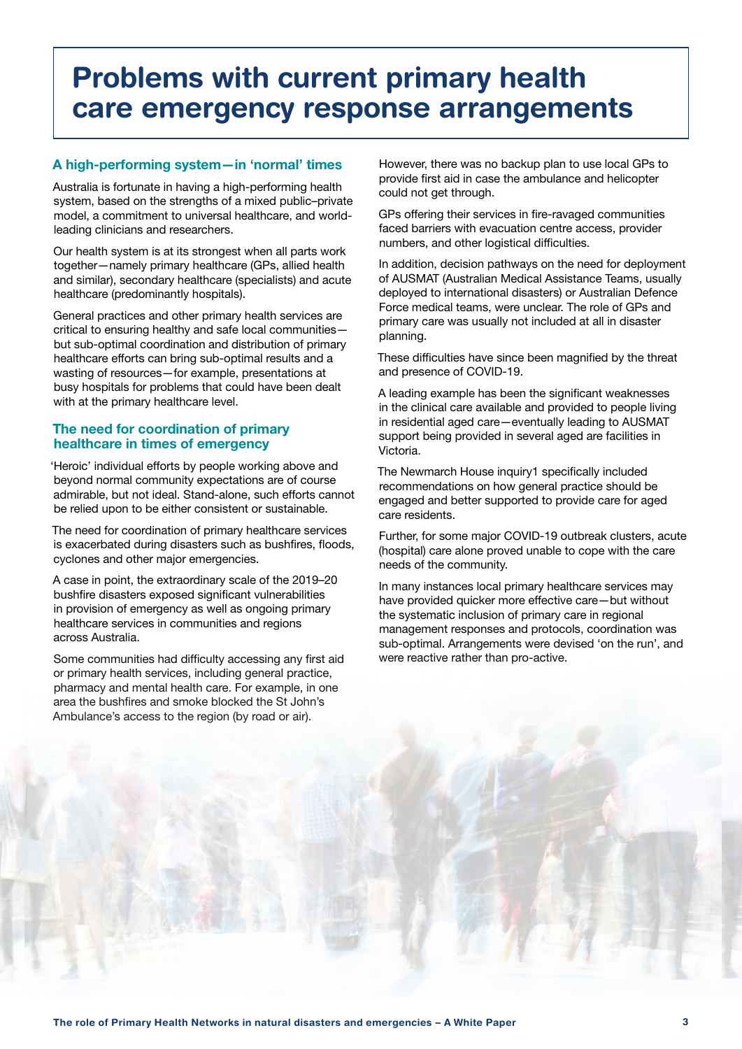# Problems with current primary health care emergency response arrangements

## A high-performing system—in 'normal' times

Australia is fortunate in having a high-performing health system, based on the strengths of a mixed public–private model, a commitment to universal healthcare, and world-leading clinicians and researchers.

Our health system is at its strongest when all parts work together—namely primary healthcare (GPs, allied health and similar), secondary healthcare (specialists) and acute healthcare (predominantly hospitals).

General practices and other primary health services are critical to ensuring healthy and safe local communities—but sub-optimal coordination and distribution of primary healthcare efforts can bring sub-optimal results and a wasting of resources—for example, presentations at busy hospitals for problems that could have been dealt with at the primary healthcare level.

## The need for coordination of primary healthcare in times of emergency

'Heroic' individual efforts by people working above and beyond normal community expectations are of course admirable, but not ideal. Stand-alone, such efforts cannot be relied upon to be either consistent or sustainable.

The need for coordination of primary healthcare services is exacerbated during disasters such as bushfires, floods, cyclones and other major emergencies.

A case in point, the extraordinary scale of the 2019–20 bushfire disasters exposed significant vulnerabilities in provision of emergency as well as ongoing primary healthcare services in communities and regions across Australia.

Some communities had difficulty accessing any first aid or primary health services, including general practice, pharmacy and mental health care. For example, in one area the bushfires and smoke blocked the St John's Ambulance's access to the region (by road or air).

However, there was no backup plan to use local GPs to provide first aid in case the ambulance and helicopter could not get through.

GPs offering their services in fire-ravaged communities faced barriers with evacuation centre access, provider numbers, and other logistical difficulties.

In addition, decision pathways on the need for deployment of AUSMAT (Australian Medical Assistance Teams, usually deployed to international disasters) or Australian Defence Force medical teams, were unclear. The role of GPs and primary care was usually not included at all in disaster planning.

These difficulties have since been magnified by the threat and presence of COVID-19.

A leading example has been the significant weaknesses in the clinical care available and provided to people living in residential aged care—eventually leading to AUSMAT support being provided in several aged are facilities in Victoria.

The Newmarch House inquiry1 specifically included recommendations on how general practice should be engaged and better supported to provide care for aged care residents.

Further, for some major COVID-19 outbreak clusters, acute (hospital) care alone proved unable to cope with the care needs of the community.

In many instances local primary healthcare services may have provided quicker more effective care—but without the systematic inclusion of primary care in regional management responses and protocols, coordination was sub-optimal. Arrangements were devised 'on the run', and were reactive rather than pro-active.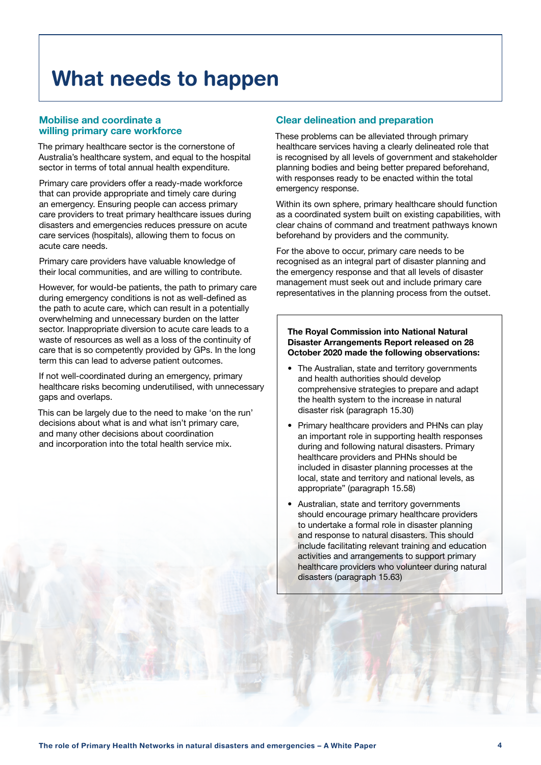# What needs to happen

## Mobilise and coordinate a willing primary care workforce

The primary healthcare sector is the cornerstone of Australia's healthcare system, and equal to the hospital sector in terms of total annual health expenditure.

Primary care providers offer a ready-made workforce that can provide appropriate and timely care during an emergency. Ensuring people can access primary care providers to treat primary healthcare issues during disasters and emergencies reduces pressure on acute care services (hospitals), allowing them to focus on acute care needs.

Primary care providers have valuable knowledge of their local communities, and are willing to contribute.

However, for would-be patients, the path to primary care during emergency conditions is not as well-defined as the path to acute care, which can result in a potentially overwhelming and unnecessary burden on the latter sector. Inappropriate diversion to acute care leads to a waste of resources as well as a loss of the continuity of care that is so competently provided by GPs. In the long term this can lead to adverse patient outcomes.

If not well-coordinated during an emergency, primary healthcare risks becoming underutilised, with unnecessary gaps and overlaps.

This can be largely due to the need to make 'on the run' decisions about what is and what isn't primary care, and many other decisions about coordination and incorporation into the total health service mix.

## Clear delineation and preparation

These problems can be alleviated through primary healthcare services having a clearly delineated role that is recognised by all levels of government and stakeholder planning bodies and being better prepared beforehand, with responses ready to be enacted within the total emergency response.

Within its own sphere, primary healthcare should function as a coordinated system built on existing capabilities, with clear chains of command and treatment pathways known beforehand by providers and the community.

For the above to occur, primary care needs to be recognised as an integral part of disaster planning and the emergency response and that all levels of disaster management must seek out and include primary care representatives in the planning process from the outset.

**The Royal Commission into National Natural Disaster Arrangements Report released on 28 October 2020 made the following observations:**

- The Australian, state and territory governments and health authorities should develop comprehensive strategies to prepare and adapt the health system to the increase in natural disaster risk (paragraph 15.30)
- Primary healthcare providers and PHNs can play an important role in supporting health responses during and following natural disasters. Primary healthcare providers and PHNs should be included in disaster planning processes at the local, state and territory and national levels, as appropriate" (paragraph 15.58)
- Australian, state and territory governments should encourage primary healthcare providers to undertake a formal role in disaster planning and response to natural disasters. This should include facilitating relevant training and education activities and arrangements to support primary healthcare providers who volunteer during natural disasters (paragraph 15.63)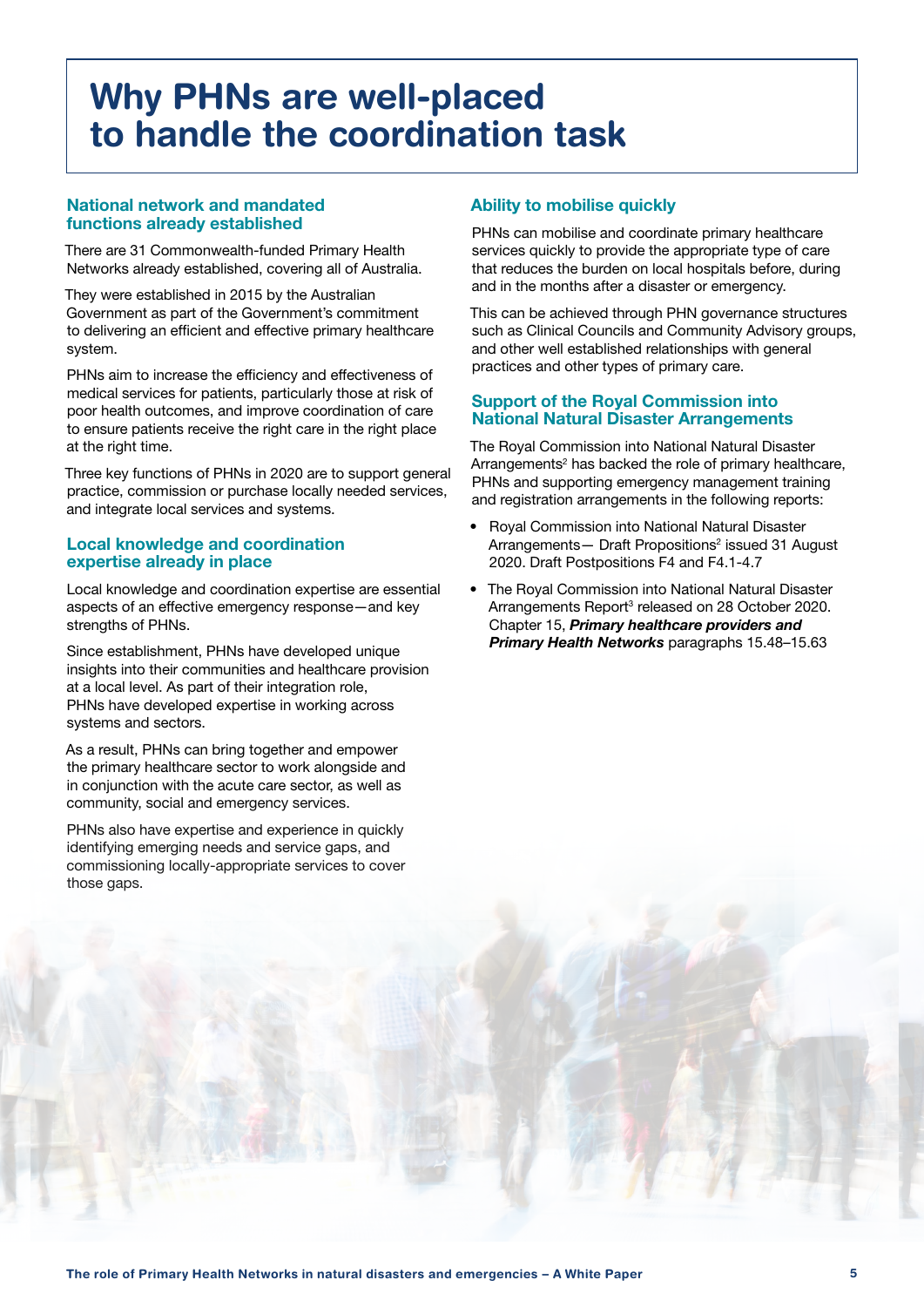# Why PHNs are well-placed to handle the coordination task

## National network and mandated functions already established

There are 31 Commonwealth-funded Primary Health Networks already established, covering all of Australia.

They were established in 2015 by the Australian Government as part of the Government's commitment to delivering an efficient and effective primary healthcare system.

PHNs aim to increase the efficiency and effectiveness of medical services for patients, particularly those at risk of poor health outcomes, and improve coordination of care to ensure patients receive the right care in the right place at the right time.

Three key functions of PHNs in 2020 are to support general practice, commission or purchase locally needed services, and integrate local services and systems.

## Local knowledge and coordination expertise already in place

Local knowledge and coordination expertise are essential aspects of an effective emergency response—and key strengths of PHNs.

Since establishment, PHNs have developed unique insights into their communities and healthcare provision at a local level. As part of their integration role, PHNs have developed expertise in working across systems and sectors.

As a result, PHNs can bring together and empower the primary healthcare sector to work alongside and in conjunction with the acute care sector, as well as community, social and emergency services.

PHNs also have expertise and experience in quickly identifying emerging needs and service gaps, and commissioning locally-appropriate services to cover those gaps.

## Ability to mobilise quickly

PHNs can mobilise and coordinate primary healthcare services quickly to provide the appropriate type of care that reduces the burden on local hospitals before, during and in the months after a disaster or emergency.

This can be achieved through PHN governance structures such as Clinical Councils and Community Advisory groups, and other well established relationships with general practices and other types of primary care.

## Support of the Royal Commission into National Natural Disaster Arrangements

The Royal Commission into National Natural Disaster Arrangements[2] has backed the role of primary healthcare, PHNs and supporting emergency management training and registration arrangements in the following reports:

- Royal Commission into National Natural Disaster Arrangements— Draft Propositions[2] issued 31 August 2020. Draft Postpositions F4 and F4.1-4.7
- The Royal Commission into National Natural Disaster Arrangements Report[3] released on 28 October 2020. Chapter 15, ***Primary healthcare providers and Primary Health Networks*** paragraphs 15.48–15.63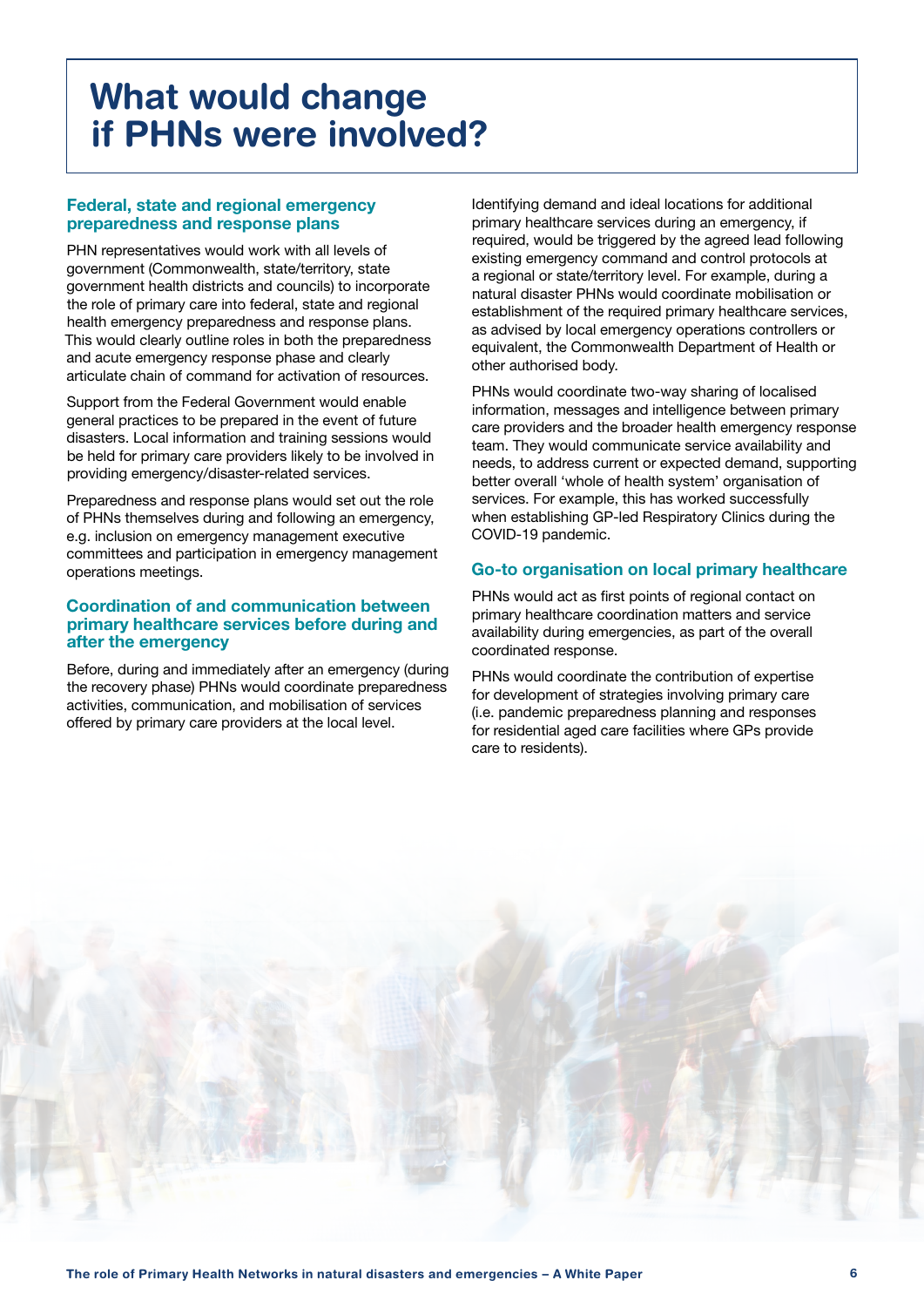# What would change if PHNs were involved?

## Federal, state and regional emergency preparedness and response plans

PHN representatives would work with all levels of government (Commonwealth, state/territory, state government health districts and councils) to incorporate the role of primary care into federal, state and regional health emergency preparedness and response plans. This would clearly outline roles in both the preparedness and acute emergency response phase and clearly articulate chain of command for activation of resources.

Support from the Federal Government would enable general practices to be prepared in the event of future disasters. Local information and training sessions would be held for primary care providers likely to be involved in providing emergency/disaster-related services.

Preparedness and response plans would set out the role of PHNs themselves during and following an emergency, e.g. inclusion on emergency management executive committees and participation in emergency management operations meetings.

## Coordination of and communication between primary healthcare services before during and after the emergency

Before, during and immediately after an emergency (during the recovery phase) PHNs would coordinate preparedness activities, communication, and mobilisation of services offered by primary care providers at the local level.

Identifying demand and ideal locations for additional primary healthcare services during an emergency, if required, would be triggered by the agreed lead following existing emergency command and control protocols at a regional or state/territory level. For example, during a natural disaster PHNs would coordinate mobilisation or establishment of the required primary healthcare services, as advised by local emergency operations controllers or equivalent, the Commonwealth Department of Health or other authorised body.

PHNs would coordinate two-way sharing of localised information, messages and intelligence between primary care providers and the broader health emergency response team. They would communicate service availability and needs, to address current or expected demand, supporting better overall 'whole of health system' organisation of services. For example, this has worked successfully when establishing GP-led Respiratory Clinics during the COVID-19 pandemic.

## Go-to organisation on local primary healthcare

PHNs would act as first points of regional contact on primary healthcare coordination matters and service availability during emergencies, as part of the overall coordinated response.

PHNs would coordinate the contribution of expertise for development of strategies involving primary care (i.e. pandemic preparedness planning and responses for residential aged care facilities where GPs provide care to residents).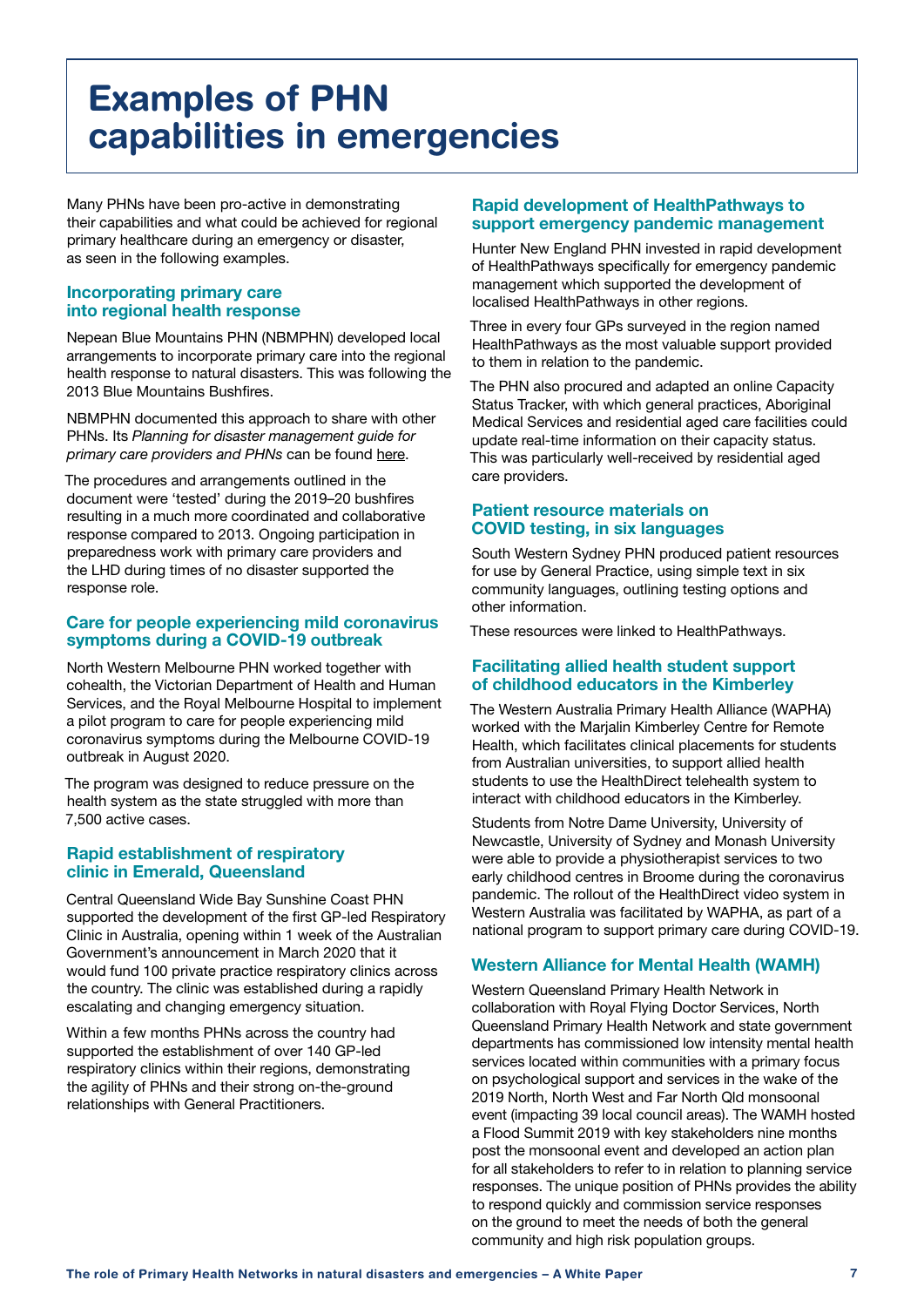# Examples of PHN capabilities in emergencies

Many PHNs have been pro-active in demonstrating their capabilities and what could be achieved for regional primary healthcare during an emergency or disaster, as seen in the following examples.

### Incorporating primary care into regional health response

Nepean Blue Mountains PHN (NBMPHN) developed local arrangements to incorporate primary care into the regional health response to natural disasters. This was following the 2013 Blue Mountains Bushfires.

NBMPHN documented this approach to share with other PHNs. Its *Planning for disaster management guide for primary care providers and PHNs* can be found here.

The procedures and arrangements outlined in the document were 'tested' during the 2019–20 bushfires resulting in a much more coordinated and collaborative response compared to 2013. Ongoing participation in preparedness work with primary care providers and the LHD during times of no disaster supported the response role.

### Care for people experiencing mild coronavirus symptoms during a COVID-19 outbreak

North Western Melbourne PHN worked together with cohealth, the Victorian Department of Health and Human Services, and the Royal Melbourne Hospital to implement a pilot program to care for people experiencing mild coronavirus symptoms during the Melbourne COVID-19 outbreak in August 2020.

The program was designed to reduce pressure on the health system as the state struggled with more than 7,500 active cases.

### Rapid establishment of respiratory clinic in Emerald, Queensland

Central Queensland Wide Bay Sunshine Coast PHN supported the development of the first GP-led Respiratory Clinic in Australia, opening within 1 week of the Australian Government's announcement in March 2020 that it would fund 100 private practice respiratory clinics across the country. The clinic was established during a rapidly escalating and changing emergency situation.

Within a few months PHNs across the country had supported the establishment of over 140 GP-led respiratory clinics within their regions, demonstrating the agility of PHNs and their strong on-the-ground relationships with General Practitioners.

### Rapid development of HealthPathways to support emergency pandemic management

Hunter New England PHN invested in rapid development of HealthPathways specifically for emergency pandemic management which supported the development of localised HealthPathways in other regions.

Three in every four GPs surveyed in the region named HealthPathways as the most valuable support provided to them in relation to the pandemic.

The PHN also procured and adapted an online Capacity Status Tracker, with which general practices, Aboriginal Medical Services and residential aged care facilities could update real-time information on their capacity status. This was particularly well-received by residential aged care providers.

### Patient resource materials on COVID testing, in six languages

South Western Sydney PHN produced patient resources for use by General Practice, using simple text in six community languages, outlining testing options and other information.

These resources were linked to HealthPathways.

### Facilitating allied health student support of childhood educators in the Kimberley

The Western Australia Primary Health Alliance (WAPHA) worked with the Marjalin Kimberley Centre for Remote Health, which facilitates clinical placements for students from Australian universities, to support allied health students to use the HealthDirect telehealth system to interact with childhood educators in the Kimberley.

Students from Notre Dame University, University of Newcastle, University of Sydney and Monash University were able to provide a physiotherapist services to two early childhood centres in Broome during the coronavirus pandemic. The rollout of the HealthDirect video system in Western Australia was facilitated by WAPHA, as part of a national program to support primary care during COVID-19.

### Western Alliance for Mental Health (WAMH)

Western Queensland Primary Health Network in collaboration with Royal Flying Doctor Services, North Queensland Primary Health Network and state government departments has commissioned low intensity mental health services located within communities with a primary focus on psychological support and services in the wake of the 2019 North, North West and Far North Qld monsoonal event (impacting 39 local council areas). The WAMH hosted a Flood Summit 2019 with key stakeholders nine months post the monsoonal event and developed an action plan for all stakeholders to refer to in relation to planning service responses. The unique position of PHNs provides the ability to respond quickly and commission service responses on the ground to meet the needs of both the general community and high risk population groups.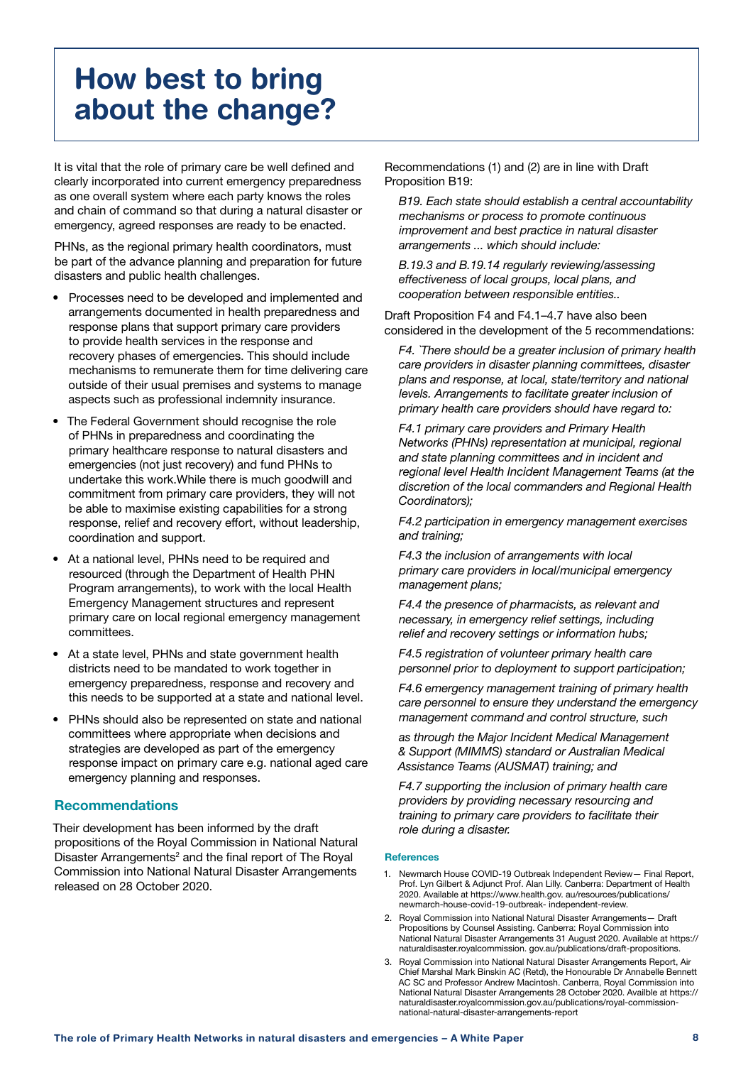# How best to bring about the change?

It is vital that the role of primary care be well defined and clearly incorporated into current emergency preparedness as one overall system where each party knows the roles and chain of command so that during a natural disaster or emergency, agreed responses are ready to be enacted.

PHNs, as the regional primary health coordinators, must be part of the advance planning and preparation for future disasters and public health challenges.

- Processes need to be developed and implemented and arrangements documented in health preparedness and response plans that support primary care providers to provide health services in the response and recovery phases of emergencies. This should include mechanisms to remunerate them for time delivering care outside of their usual premises and systems to manage aspects such as professional indemnity insurance.
- The Federal Government should recognise the role of PHNs in preparedness and coordinating the primary healthcare response to natural disasters and emergencies (not just recovery) and fund PHNs to undertake this work.While there is much goodwill and commitment from primary care providers, they will not be able to maximise existing capabilities for a strong response, relief and recovery effort, without leadership, coordination and support.
- At a national level, PHNs need to be required and resourced (through the Department of Health PHN Program arrangements), to work with the local Health Emergency Management structures and represent primary care on local regional emergency management committees.
- At a state level, PHNs and state government health districts need to be mandated to work together in emergency preparedness, response and recovery and this needs to be supported at a state and national level.
- PHNs should also be represented on state and national committees where appropriate when decisions and strategies are developed as part of the emergency response impact on primary care e.g. national aged care emergency planning and responses.

## Recommendations

Their development has been informed by the draft propositions of the Royal Commission in National Natural Disaster Arrangements[2] and the final report of The Royal Commission into National Natural Disaster Arrangements released on 28 October 2020.

Recommendations (1) and (2) are in line with Draft Proposition B19:

*B19. Each state should establish a central accountability mechanisms or process to promote continuous improvement and best practice in natural disaster arrangements ... which should include:*

*B.19.3 and B.19.14 regularly reviewing/assessing effectiveness of local groups, local plans, and cooperation between responsible entities..*

Draft Proposition F4 and F4.1–4.7 have also been considered in the development of the 5 recommendations:

*F4. `There should be a greater inclusion of primary health care providers in disaster planning committees, disaster plans and response, at local, state/territory and national levels. Arrangements to facilitate greater inclusion of primary health care providers should have regard to:*

*F4.1 primary care providers and Primary Health Networks (PHNs) representation at municipal, regional and state planning committees and in incident and regional level Health Incident Management Teams (at the discretion of the local commanders and Regional Health Coordinators);*

*F4.2 participation in emergency management exercises and training;*

*F4.3 the inclusion of arrangements with local primary care providers in local/municipal emergency management plans;*

*F4.4 the presence of pharmacists, as relevant and necessary, in emergency relief settings, including relief and recovery settings or information hubs;*

*F4.5 registration of volunteer primary health care personnel prior to deployment to support participation;*

*F4.6 emergency management training of primary health care personnel to ensure they understand the emergency management command and control structure, such as through the Major Incident Medical Management & Support (MIMMS) standard or Australian Medical Assistance Teams (AUSMAT) training; and*

*F4.7 supporting the inclusion of primary health care providers by providing necessary resourcing and training to primary care providers to facilitate their role during a disaster.*

### References

1. Newmarch House COVID-19 Outbreak Independent Review— Final Report, Prof. Lyn Gilbert & Adjunct Prof. Alan Lilly. Canberra: Department of Health 2020. Available at https://www.health.gov. au/resources/publications/ newmarch-house-covid-19-outbreak- independent-review.
2. Royal Commission into National Natural Disaster Arrangements— Draft Propositions by Counsel Assisting. Canberra: Royal Commission into National Natural Disaster Arrangements 31 August 2020. Available at https:// naturaldisaster.royalcommission. gov.au/publications/draft-propositions.
3. Royal Commission into National Natural Disaster Arrangements Report, Air Chief Marshal Mark Binskin AC (Retd), the Honourable Dr Annabelle Bennett AC SC and Professor Andrew Macintosh. Canberra, Royal Commission into National Natural Disaster Arrangements 28 October 2020. Availble at https:// naturaldisaster.royalcommission.gov.au/publications/royal-commission-national-natural-disaster-arrangements-report